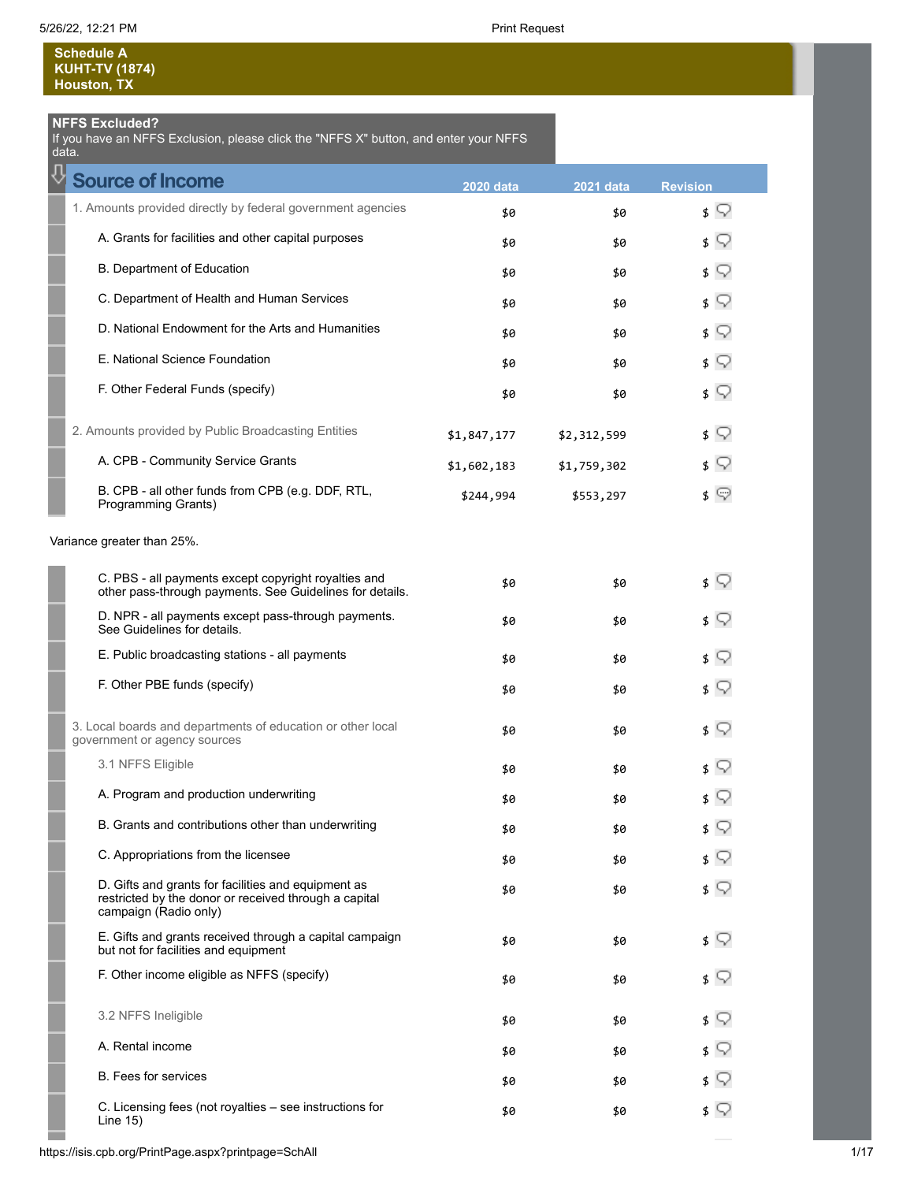## Schedule A
**KUHT-TV (1874)**
**Houston, TX**

**NFFS Excluded?**
If you have an NFFS Exclusion, please click the "NFFS X" button, and enter your NFFS data.

| Source of Income | 2020 data | 2021 data | Revision |
|---|---|---|---|
| 1. Amounts provided directly by federal government agencies | $0 | $0 | $ |
| A. Grants for facilities and other capital purposes | $0 | $0 | $ |
| B. Department of Education | $0 | $0 | $ |
| C. Department of Health and Human Services | $0 | $0 | $ |
| D. National Endowment for the Arts and Humanities | $0 | $0 | $ |
| E. National Science Foundation | $0 | $0 | $ |
| F. Other Federal Funds (specify) | $0 | $0 | $ |
| 2. Amounts provided by Public Broadcasting Entities | $1,847,177 | $2,312,599 | $ |
| A. CPB - Community Service Grants | $1,602,183 | $1,759,302 | $ |
| B. CPB - all other funds from CPB (e.g. DDF, RTL, Programming Grants) | $244,994 | $553,297 | $ |

Variance greater than 25%.

| Source of Income | 2020 data | 2021 data | Revision |
|---|---|---|---|
| C. PBS - all payments except copyright royalties and other pass-through payments. See Guidelines for details. | $0 | $0 | $ |
| D. NPR - all payments except pass-through payments. See Guidelines for details. | $0 | $0 | $ |
| E. Public broadcasting stations - all payments | $0 | $0 | $ |
| F. Other PBE funds (specify) | $0 | $0 | $ |
| 3. Local boards and departments of education or other local government or agency sources | $0 | $0 | $ |
| 3.1 NFFS Eligible | $0 | $0 | $ |
| A. Program and production underwriting | $0 | $0 | $ |
| B. Grants and contributions other than underwriting | $0 | $0 | $ |
| C. Appropriations from the licensee | $0 | $0 | $ |
| D. Gifts and grants for facilities and equipment as restricted by the donor or received through a capital campaign (Radio only) | $0 | $0 | $ |
| E. Gifts and grants received through a capital campaign but not for facilities and equipment | $0 | $0 | $ |
| F. Other income eligible as NFFS (specify) | $0 | $0 | $ |
| 3.2 NFFS Ineligible | $0 | $0 | $ |
| A. Rental income | $0 | $0 | $ |
| B. Fees for services | $0 | $0 | $ |
| C. Licensing fees (not royalties – see instructions for Line 15) | $0 | $0 | $ |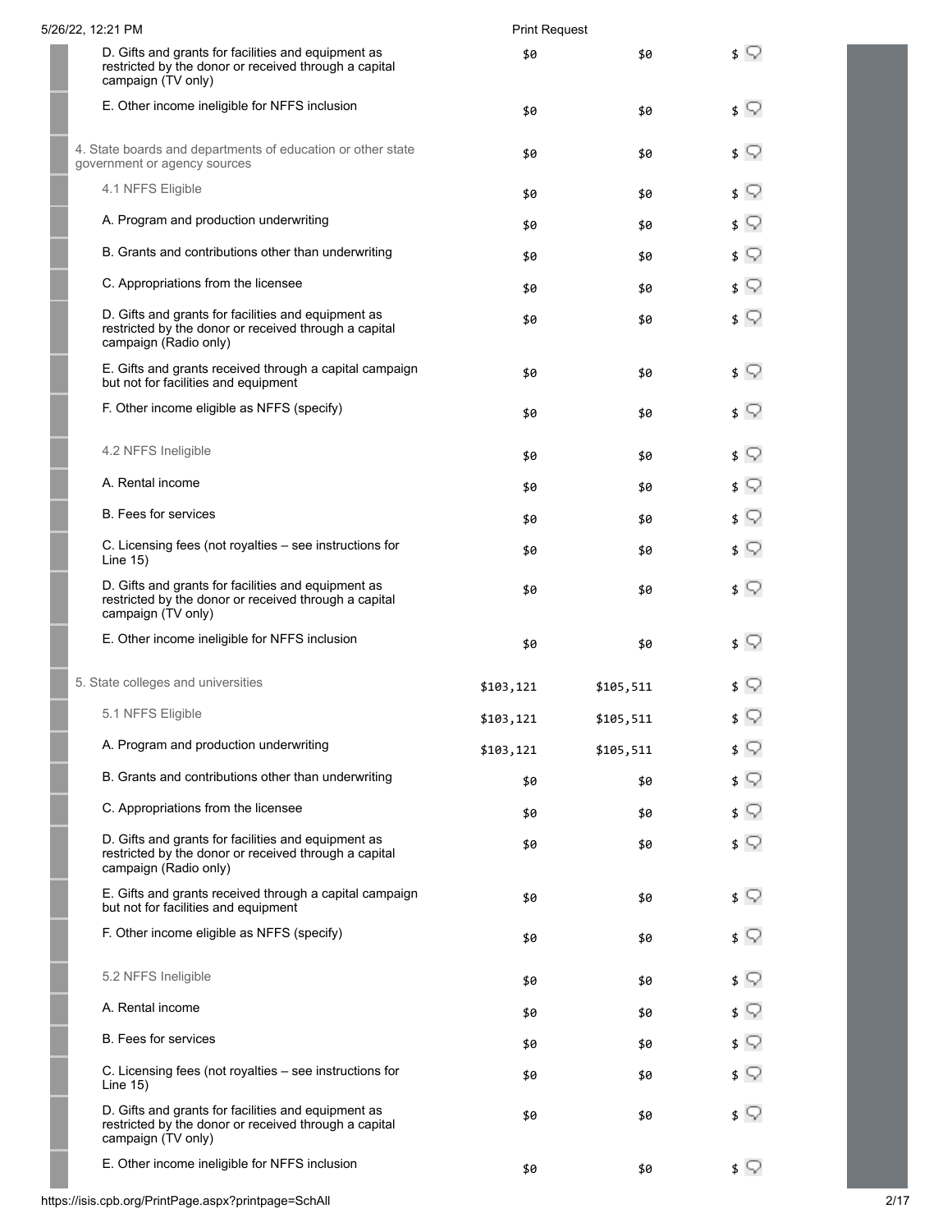| | | | |
|---|---|---|---|
| D. Gifts and grants for facilities and equipment as restricted by the donor or received through a capital campaign (TV only) | $0 | $0 | $ |
| E. Other income ineligible for NFFS inclusion | $0 | $0 | $ |
| 4. State boards and departments of education or other state government or agency sources | $0 | $0 | $ |
| 4.1 NFFS Eligible | $0 | $0 | $ |
| A. Program and production underwriting | $0 | $0 | $ |
| B. Grants and contributions other than underwriting | $0 | $0 | $ |
| C. Appropriations from the licensee | $0 | $0 | $ |
| D. Gifts and grants for facilities and equipment as restricted by the donor or received through a capital campaign (Radio only) | $0 | $0 | $ |
| E. Gifts and grants received through a capital campaign but not for facilities and equipment | $0 | $0 | $ |
| F. Other income eligible as NFFS (specify) | $0 | $0 | $ |
| 4.2 NFFS Ineligible | $0 | $0 | $ |
| A. Rental income | $0 | $0 | $ |
| B. Fees for services | $0 | $0 | $ |
| C. Licensing fees (not royalties – see instructions for Line 15) | $0 | $0 | $ |
| D. Gifts and grants for facilities and equipment as restricted by the donor or received through a capital campaign (TV only) | $0 | $0 | $ |
| E. Other income ineligible for NFFS inclusion | $0 | $0 | $ |
| 5. State colleges and universities | $103,121 | $105,511 | $ |
| 5.1 NFFS Eligible | $103,121 | $105,511 | $ |
| A. Program and production underwriting | $103,121 | $105,511 | $ |
| B. Grants and contributions other than underwriting | $0 | $0 | $ |
| C. Appropriations from the licensee | $0 | $0 | $ |
| D. Gifts and grants for facilities and equipment as restricted by the donor or received through a capital campaign (Radio only) | $0 | $0 | $ |
| E. Gifts and grants received through a capital campaign but not for facilities and equipment | $0 | $0 | $ |
| F. Other income eligible as NFFS (specify) | $0 | $0 | $ |
| 5.2 NFFS Ineligible | $0 | $0 | $ |
| A. Rental income | $0 | $0 | $ |
| B. Fees for services | $0 | $0 | $ |
| C. Licensing fees (not royalties – see instructions for Line 15) | $0 | $0 | $ |
| D. Gifts and grants for facilities and equipment as restricted by the donor or received through a capital campaign (TV only) | $0 | $0 | $ |
| E. Other income ineligible for NFFS inclusion | $0 | $0 | $ |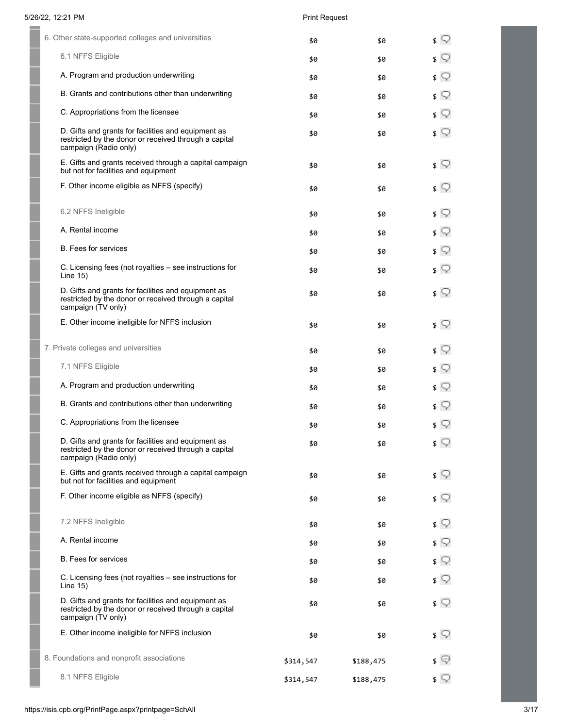| | | | |
|---|---|---|---|
| 6. Other state-supported colleges and universities | $0 | $0 | $ |
| 6.1 NFFS Eligible | $0 | $0 | $ |
| A. Program and production underwriting | $0 | $0 | $ |
| B. Grants and contributions other than underwriting | $0 | $0 | $ |
| C. Appropriations from the licensee | $0 | $0 | $ |
| D. Gifts and grants for facilities and equipment as restricted by the donor or received through a capital campaign (Radio only) | $0 | $0 | $ |
| E. Gifts and grants received through a capital campaign but not for facilities and equipment | $0 | $0 | $ |
| F. Other income eligible as NFFS (specify) | $0 | $0 | $ |
| 6.2 NFFS Ineligible | $0 | $0 | $ |
| A. Rental income | $0 | $0 | $ |
| B. Fees for services | $0 | $0 | $ |
| C. Licensing fees (not royalties – see instructions for Line 15) | $0 | $0 | $ |
| D. Gifts and grants for facilities and equipment as restricted by the donor or received through a capital campaign (TV only) | $0 | $0 | $ |
| E. Other income ineligible for NFFS inclusion | $0 | $0 | $ |
| 7. Private colleges and universities | $0 | $0 | $ |
| 7.1 NFFS Eligible | $0 | $0 | $ |
| A. Program and production underwriting | $0 | $0 | $ |
| B. Grants and contributions other than underwriting | $0 | $0 | $ |
| C. Appropriations from the licensee | $0 | $0 | $ |
| D. Gifts and grants for facilities and equipment as restricted by the donor or received through a capital campaign (Radio only) | $0 | $0 | $ |
| E. Gifts and grants received through a capital campaign but not for facilities and equipment | $0 | $0 | $ |
| F. Other income eligible as NFFS (specify) | $0 | $0 | $ |
| 7.2 NFFS Ineligible | $0 | $0 | $ |
| A. Rental income | $0 | $0 | $ |
| B. Fees for services | $0 | $0 | $ |
| C. Licensing fees (not royalties – see instructions for Line 15) | $0 | $0 | $ |
| D. Gifts and grants for facilities and equipment as restricted by the donor or received through a capital campaign (TV only) | $0 | $0 | $ |
| E. Other income ineligible for NFFS inclusion | $0 | $0 | $ |
| 8. Foundations and nonprofit associations | $314,547 | $188,475 | $ |
| 8.1 NFFS Eligible | $314,547 | $188,475 | $ |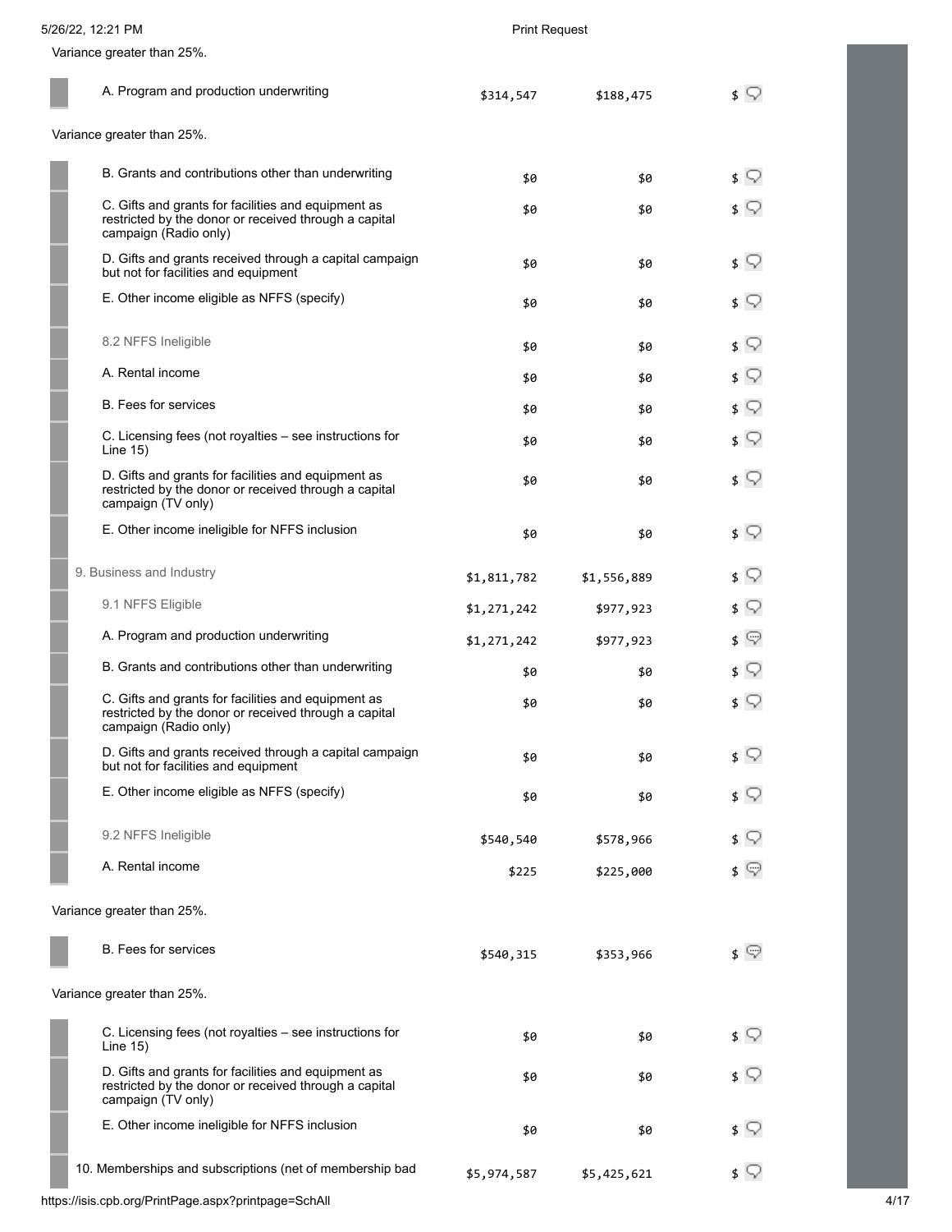Variance greater than 25%.

| | | | |
|---|---|---|---|
| A. Program and production underwriting | $314,547 | $188,475 | $ |

Variance greater than 25%.

| | | | |
|---|---|---|---|
| B. Grants and contributions other than underwriting | $0 | $0 | $ |
| C. Gifts and grants for facilities and equipment as restricted by the donor or received through a capital campaign (Radio only) | $0 | $0 | $ |
| D. Gifts and grants received through a capital campaign but not for facilities and equipment | $0 | $0 | $ |
| E. Other income eligible as NFFS (specify) | $0 | $0 | $ |
| 8.2 NFFS Ineligible | $0 | $0 | $ |
| A. Rental income | $0 | $0 | $ |
| B. Fees for services | $0 | $0 | $ |
| C. Licensing fees (not royalties – see instructions for Line 15) | $0 | $0 | $ |
| D. Gifts and grants for facilities and equipment as restricted by the donor or received through a capital campaign (TV only) | $0 | $0 | $ |
| E. Other income ineligible for NFFS inclusion | $0 | $0 | $ |
| 9. Business and Industry | $1,811,782 | $1,556,889 | $ |
| 9.1 NFFS Eligible | $1,271,242 | $977,923 | $ |
| A. Program and production underwriting | $1,271,242 | $977,923 | $ |
| B. Grants and contributions other than underwriting | $0 | $0 | $ |
| C. Gifts and grants for facilities and equipment as restricted by the donor or received through a capital campaign (Radio only) | $0 | $0 | $ |
| D. Gifts and grants received through a capital campaign but not for facilities and equipment | $0 | $0 | $ |
| E. Other income eligible as NFFS (specify) | $0 | $0 | $ |
| 9.2 NFFS Ineligible | $540,540 | $578,966 | $ |
| A. Rental income | $225 | $225,000 | $ |

Variance greater than 25%.

| | | | |
|---|---|---|---|
| B. Fees for services | $540,315 | $353,966 | $ |

Variance greater than 25%.

| | | | |
|---|---|---|---|
| C. Licensing fees (not royalties – see instructions for Line 15) | $0 | $0 | $ |
| D. Gifts and grants for facilities and equipment as restricted by the donor or received through a capital campaign (TV only) | $0 | $0 | $ |
| E. Other income ineligible for NFFS inclusion | $0 | $0 | $ |
| 10. Memberships and subscriptions (net of membership bad | $5,974,587 | $5,425,621 | $ |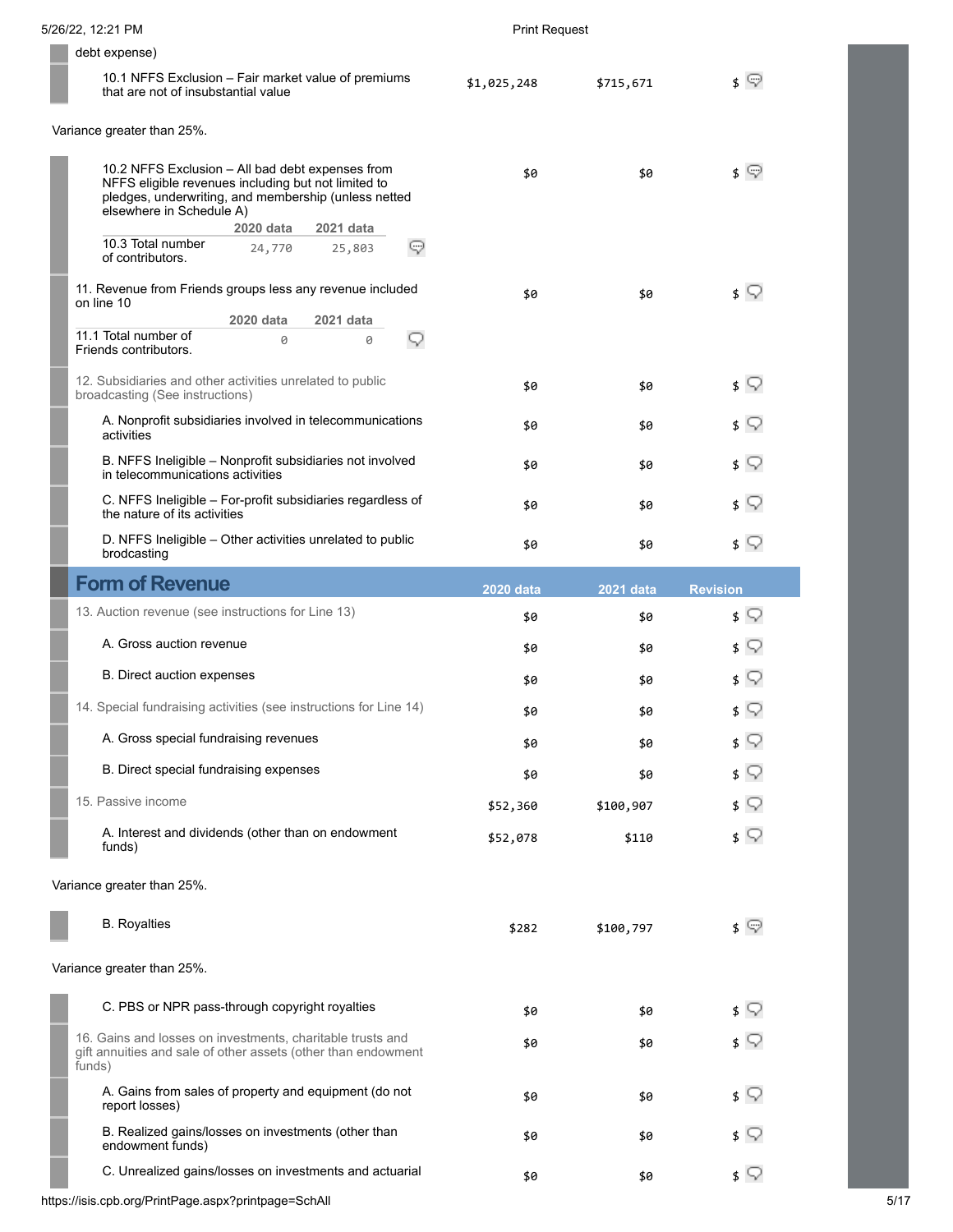debt expense)

| | 2020 data | 2021 data | Revision |
|---|---|---|---|
| 10.1 NFFS Exclusion – Fair market value of premiums that are not of insubstantial value | $1,025,248 | $715,671 | $ |

Variance greater than 25%.

| | 2020 data | 2021 data | Revision |
|---|---|---|---|
| 10.2 NFFS Exclusion – All bad debt expenses from NFFS eligible revenues including but not limited to pledges, underwriting, and membership (unless netted elsewhere in Schedule A) | $0 | $0 | $ |
| 10.3 Total number of contributors. | 24,770 | 25,803 | |
| 11. Revenue from Friends groups less any revenue included on line 10 | $0 | $0 | $ |
| 11.1 Total number of Friends contributors. | 0 | 0 | |
| 12. Subsidiaries and other activities unrelated to public broadcasting (See instructions) | $0 | $0 | $ |
| A. Nonprofit subsidiaries involved in telecommunications activities | $0 | $0 | $ |
| B. NFFS Ineligible – Nonprofit subsidiaries not involved in telecommunications activities | $0 | $0 | $ |
| C. NFFS Ineligible – For-profit subsidiaries regardless of the nature of its activities | $0 | $0 | $ |
| D. NFFS Ineligible – Other activities unrelated to public brodcasting | $0 | $0 | $ |

## Form of Revenue

| | 2020 data | 2021 data | Revision |
|---|---|---|---|
| 13. Auction revenue (see instructions for Line 13) | $0 | $0 | $ |
| A. Gross auction revenue | $0 | $0 | $ |
| B. Direct auction expenses | $0 | $0 | $ |
| 14. Special fundraising activities (see instructions for Line 14) | $0 | $0 | $ |
| A. Gross special fundraising revenues | $0 | $0 | $ |
| B. Direct special fundraising expenses | $0 | $0 | $ |
| 15. Passive income | $52,360 | $100,907 | $ |
| A. Interest and dividends (other than on endowment funds) | $52,078 | $110 | $ |

Variance greater than 25%.

| | 2020 data | 2021 data | Revision |
|---|---|---|---|
| B. Royalties | $282 | $100,797 | $ |

Variance greater than 25%.

| | 2020 data | 2021 data | Revision |
|---|---|---|---|
| C. PBS or NPR pass-through copyright royalties | $0 | $0 | $ |
| 16. Gains and losses on investments, charitable trusts and gift annuities and sale of other assets (other than endowment funds) | $0 | $0 | $ |
| A. Gains from sales of property and equipment (do not report losses) | $0 | $0 | $ |
| B. Realized gains/losses on investments (other than endowment funds) | $0 | $0 | $ |
| C. Unrealized gains/losses on investments and actuarial | $0 | $0 | $ |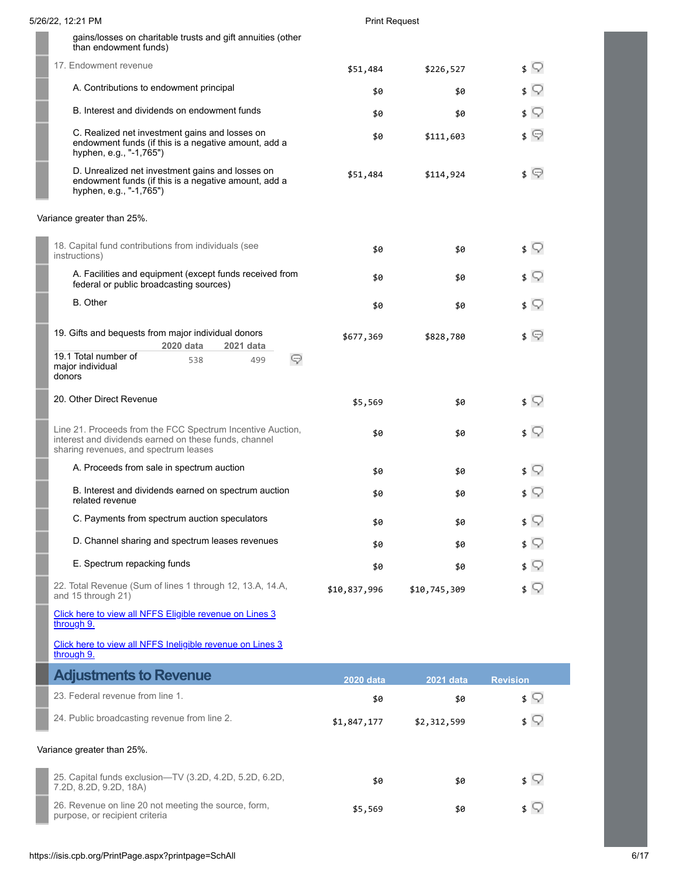| | 2020 data | 2021 data | Revision |
|---|---|---|---|
| gains/losses on charitable trusts and gift annuities (other than endowment funds) | | | |
| 17. Endowment revenue | $51,484 | $226,527 | $ |
| A. Contributions to endowment principal | $0 | $0 | $ |
| B. Interest and dividends on endowment funds | $0 | $0 | $ |
| C. Realized net investment gains and losses on endowment funds (if this is a negative amount, add a hyphen, e.g., "-1,765") | $0 | $111,603 | $ |
| D. Unrealized net investment gains and losses on endowment funds (if this is a negative amount, add a hyphen, e.g., "-1,765") | $51,484 | $114,924 | $ |

Variance greater than 25%.

| | 2020 data | 2021 data | Revision |
|---|---|---|---|
| 18. Capital fund contributions from individuals (see instructions) | $0 | $0 | $ |
| A. Facilities and equipment (except funds received from federal or public broadcasting sources) | $0 | $0 | $ |
| B. Other | $0 | $0 | $ |
| 19. Gifts and bequests from major individual donors | $677,369 | $828,780 | $ |

| | 2020 data | 2021 data |
|---|---|---|
| 19.1 Total number of major individual donors | 538 | 499 |

| | 2020 data | 2021 data | Revision |
|---|---|---|---|
| 20. Other Direct Revenue | $5,569 | $0 | $ |
| Line 21. Proceeds from the FCC Spectrum Incentive Auction, interest and dividends earned on these funds, channel sharing revenues, and spectrum leases | $0 | $0 | $ |
| A. Proceeds from sale in spectrum auction | $0 | $0 | $ |
| B. Interest and dividends earned on spectrum auction related revenue | $0 | $0 | $ |
| C. Payments from spectrum auction speculators | $0 | $0 | $ |
| D. Channel sharing and spectrum leases revenues | $0 | $0 | $ |
| E. Spectrum repacking funds | $0 | $0 | $ |
| 22. Total Revenue (Sum of lines 1 through 12, 13.A, 14.A, and 15 through 21) | $10,837,996 | $10,745,309 | $ |

[Click here to view all NFFS Eligible revenue on Lines 3 through 9.]

[Click here to view all NFFS Ineligible revenue on Lines 3 through 9.]

## Adjustments to Revenue

| | 2020 data | 2021 data | Revision |
|---|---|---|---|
| 23. Federal revenue from line 1. | $0 | $0 | $ |
| 24. Public broadcasting revenue from line 2. | $1,847,177 | $2,312,599 | $ |

Variance greater than 25%.

| | 2020 data | 2021 data | Revision |
|---|---|---|---|
| 25. Capital funds exclusion—TV (3.2D, 4.2D, 5.2D, 6.2D, 7.2D, 8.2D, 9.2D, 18A) | $0 | $0 | $ |
| 26. Revenue on line 20 not meeting the source, form, purpose, or recipient criteria | $5,569 | $0 | $ |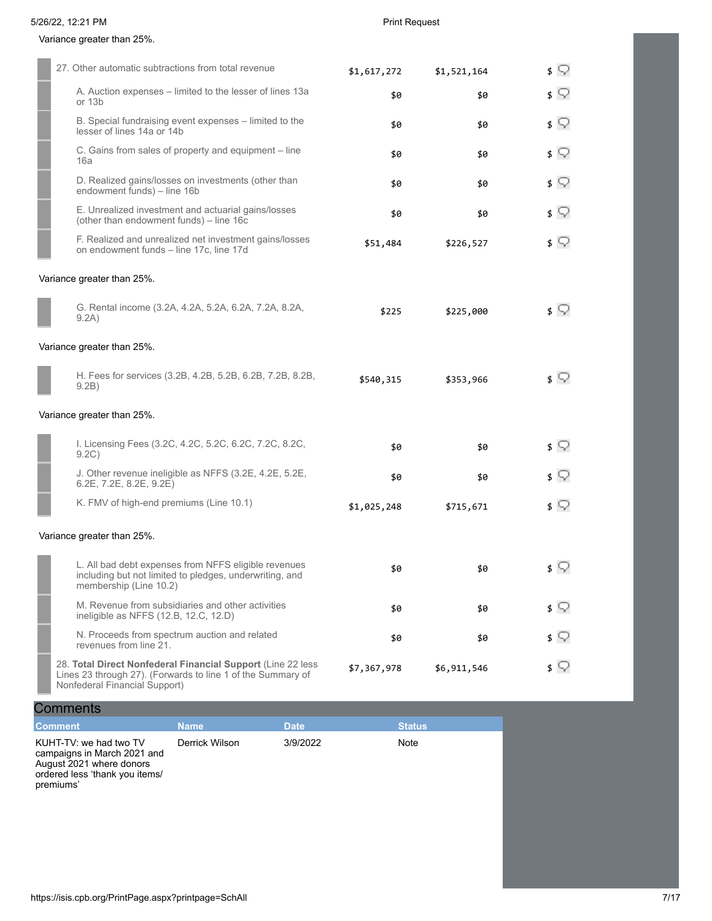Variance greater than 25%.

| | | | |
|---|---|---|---|
| 27. Other automatic subtractions from total revenue | $1,617,272 | $1,521,164 | $ |
| A. Auction expenses – limited to the lesser of lines 13a or 13b | $0 | $0 | $ |
| B. Special fundraising event expenses – limited to the lesser of lines 14a or 14b | $0 | $0 | $ |
| C. Gains from sales of property and equipment – line 16a | $0 | $0 | $ |
| D. Realized gains/losses on investments (other than endowment funds) – line 16b | $0 | $0 | $ |
| E. Unrealized investment and actuarial gains/losses (other than endowment funds) – line 16c | $0 | $0 | $ |
| F. Realized and unrealized net investment gains/losses on endowment funds – line 17c, line 17d | $51,484 | $226,527 | $ |

Variance greater than 25%.

| | | | |
|---|---|---|---|
| G. Rental income (3.2A, 4.2A, 5.2A, 6.2A, 7.2A, 8.2A, 9.2A) | $225 | $225,000 | $ |

Variance greater than 25%.

| | | | |
|---|---|---|---|
| H. Fees for services (3.2B, 4.2B, 5.2B, 6.2B, 7.2B, 8.2B, 9.2B) | $540,315 | $353,966 | $ |

Variance greater than 25%.

| | | | |
|---|---|---|---|
| I. Licensing Fees (3.2C, 4.2C, 5.2C, 6.2C, 7.2C, 8.2C, 9.2C) | $0 | $0 | $ |
| J. Other revenue ineligible as NFFS (3.2E, 4.2E, 5.2E, 6.2E, 7.2E, 8.2E, 9.2E) | $0 | $0 | $ |
| K. FMV of high-end premiums (Line 10.1) | $1,025,248 | $715,671 | $ |

Variance greater than 25%.

| | | | |
|---|---|---|---|
| L. All bad debt expenses from NFFS eligible revenues including but not limited to pledges, underwriting, and membership (Line 10.2) | $0 | $0 | $ |
| M. Revenue from subsidiaries and other activities ineligible as NFFS (12.B, 12.C, 12.D) | $0 | $0 | $ |
| N. Proceeds from spectrum auction and related revenues from line 21. | $0 | $0 | $ |
| 28. **Total Direct Nonfederal Financial Support** (Line 22 less Lines 23 through 27). (Forwards to line 1 of the Summary of Nonfederal Financial Support) | $7,367,978 | $6,911,546 | $ |

## Comments

| Comment | Name | Date | Status |
|---|---|---|---|
| KUHT-TV: we had two TV campaigns in March 2021 and August 2021 where donors ordered less 'thank you items/ premiums' | Derrick Wilson | 3/9/2022 | Note |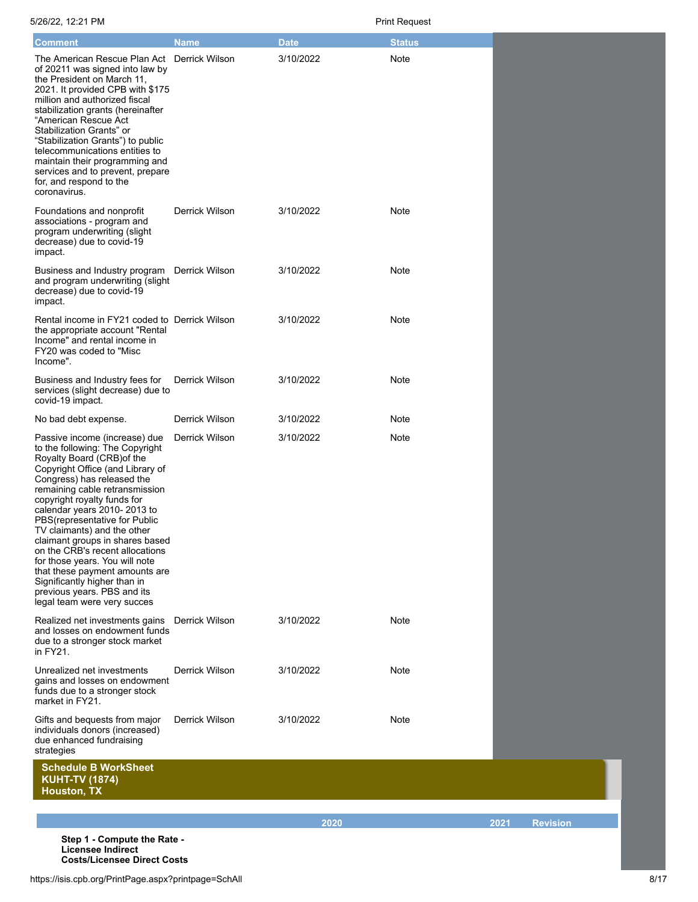| Comment | Name | Date | Status |
| --- | --- | --- | --- |
| The American Rescue Plan Act of 20211 was signed into law by the President on March 11, 2021. It provided CPB with $175 million and authorized fiscal stabilization grants (hereinafter "American Rescue Act Stabilization Grants" or "Stabilization Grants") to public telecommunications entities to maintain their programming and services and to prevent, prepare for, and respond to the coronavirus. | Derrick Wilson | 3/10/2022 | Note |
| Foundations and nonprofit associations - program and program underwriting (slight decrease) due to covid-19 impact. | Derrick Wilson | 3/10/2022 | Note |
| Business and Industry program and program underwriting (slight decrease) due to covid-19 impact. | Derrick Wilson | 3/10/2022 | Note |
| Rental income in FY21 coded to the appropriate account "Rental Income" and rental income in FY20 was coded to "Misc Income". | Derrick Wilson | 3/10/2022 | Note |
| Business and Industry fees for services (slight decrease) due to covid-19 impact. | Derrick Wilson | 3/10/2022 | Note |
| No bad debt expense. | Derrick Wilson | 3/10/2022 | Note |
| Passive income (increase) due to the following: The Copyright Royalty Board (CRB)of the Copyright Office (and Library of Congress) has released the remaining cable retransmission copyright royalty funds for calendar years 2010- 2013 to PBS(representative for Public TV claimants) and the other claimant groups in shares based on the CRB's recent allocations for those years. You will note that these payment amounts are Significantly higher than in previous years. PBS and its legal team were very succes | Derrick Wilson | 3/10/2022 | Note |
| Realized net investments gains and losses on endowment funds due to a stronger stock market in FY21. | Derrick Wilson | 3/10/2022 | Note |
| Unrealized net investments gains and losses on endowment funds due to a stronger stock market in FY21. | Derrick Wilson | 3/10/2022 | Note |
| Gifts and bequests from major individuals donors (increased) due enhanced fundraising strategies | Derrick Wilson | 3/10/2022 | Note |

## Schedule B WorkSheet
## KUHT-TV (1874)
## Houston, TX

| | 2020 | 2021 | Revision |
| --- | --- | --- | --- |
| **Step 1 - Compute the Rate - Licensee Indirect Costs/Licensee Direct Costs** | | | |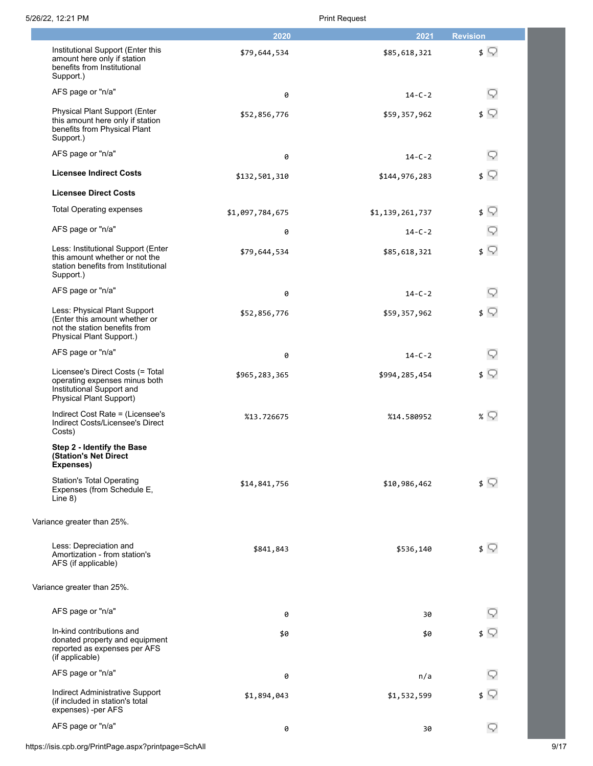| | 2020 | 2021 | Revision |
|---|---|---|---|
| Institutional Support (Enter this amount here only if station benefits from Institutional Support.) | $79,644,534 | $85,618,321 | $ |
| AFS page or "n/a" | 0 | 14-C-2 | |
| Physical Plant Support (Enter this amount here only if station benefits from Physical Plant Support.) | $52,856,776 | $59,357,962 | $ |
| AFS page or "n/a" | 0 | 14-C-2 | |
| **Licensee Indirect Costs** | $132,501,310 | $144,976,283 | $ |
| **Licensee Direct Costs** | | | |
| Total Operating expenses | $1,097,784,675 | $1,139,261,737 | $ |
| AFS page or "n/a" | 0 | 14-C-2 | |
| Less: Institutional Support (Enter this amount whether or not the station benefits from Institutional Support.) | $79,644,534 | $85,618,321 | $ |
| AFS page or "n/a" | 0 | 14-C-2 | |
| Less: Physical Plant Support (Enter this amount whether or not the station benefits from Physical Plant Support.) | $52,856,776 | $59,357,962 | $ |
| AFS page or "n/a" | 0 | 14-C-2 | |
| Licensee's Direct Costs (= Total operating expenses minus both Institutional Support and Physical Plant Support) | $965,283,365 | $994,285,454 | $ |
| Indirect Cost Rate = (Licensee's Indirect Costs/Licensee's Direct Costs) | %13.726675 | %14.580952 | % |
| **Step 2 - Identify the Base (Station's Net Direct Expenses)** | | | |
| Station's Total Operating Expenses (from Schedule E, Line 8) | $14,841,756 | $10,986,462 | $ |

Variance greater than 25%.

| | 2020 | 2021 | Revision |
|---|---|---|---|
| Less: Depreciation and Amortization - from station's AFS (if applicable) | $841,843 | $536,140 | $ |

Variance greater than 25%.

| | 2020 | 2021 | Revision |
|---|---|---|---|
| AFS page or "n/a" | 0 | 30 | |
| In-kind contributions and donated property and equipment reported as expenses per AFS (if applicable) | $0 | $0 | $ |
| AFS page or "n/a" | 0 | n/a | |
| Indirect Administrative Support (if included in station's total expenses) -per AFS | $1,894,043 | $1,532,599 | $ |
| AFS page or "n/a" | 0 | 30 | |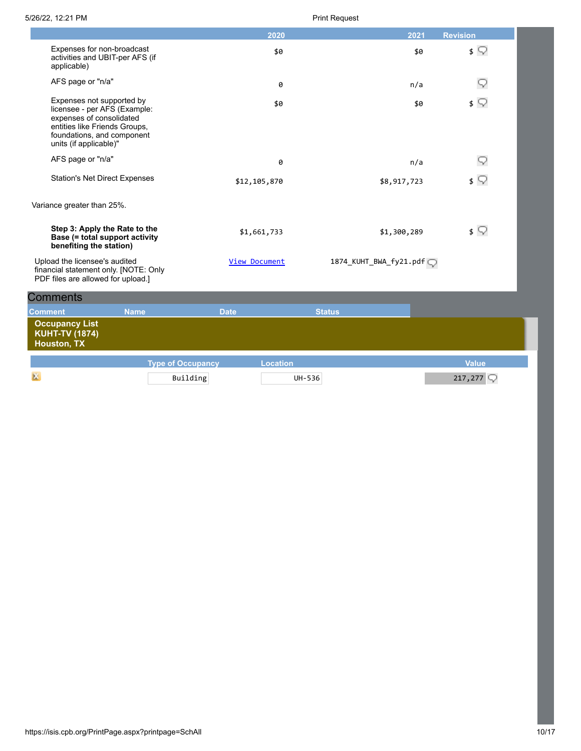| | 2020 | 2021 | Revision |
|---|---|---|---|
| Expenses for non-broadcast activities and UBIT-per AFS (if applicable) | $0 | $0 | $ |
| AFS page or "n/a" | 0 | n/a | |
| Expenses not supported by licensee - per AFS (Example: expenses of consolidated entities like Friends Groups, foundations, and component units (if applicable)" | $0 | $0 | $ |
| AFS page or "n/a" | 0 | n/a | |
| Station's Net Direct Expenses | $12,105,870 | $8,917,723 | $ |

Variance greater than 25%.

| | 2020 | 2021 | Revision |
|---|---|---|---|
| **Step 3: Apply the Rate to the Base (= total support activity benefiting the station)** | $1,661,733 | $1,300,289 | $ |
| Upload the licensee's audited financial statement only. [NOTE: Only PDF files are allowed for upload.] | View Document | 1874_KUHT_BWA_fy21.pdf | |

## Comments

| Comment | Name | Date | Status |
|---|---|---|---|

## Occupancy List
**KUHT-TV (1874)**
**Houston, TX**

| Type of Occupancy | Location | Value |
|---|---|---|
| Building | UH-536 | 217,277 |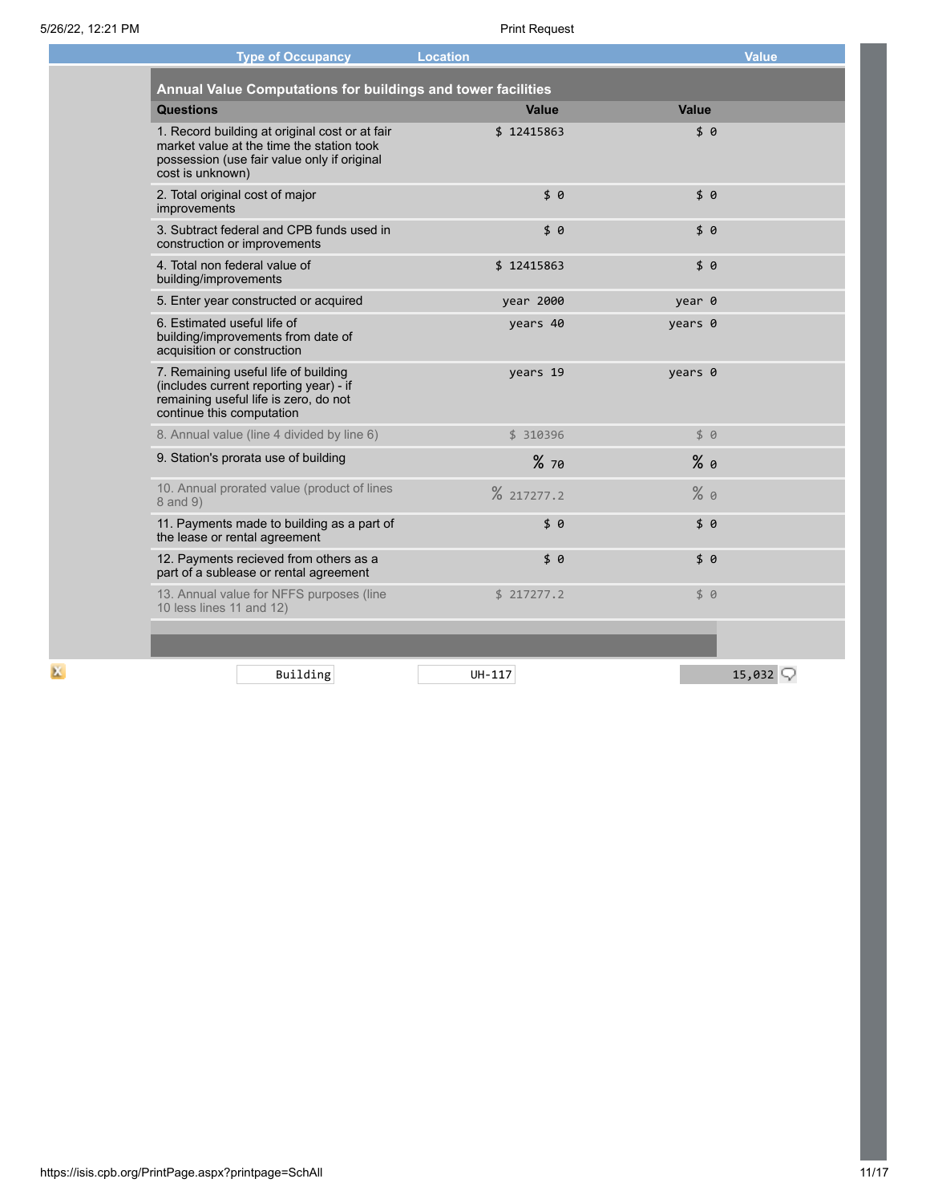| Type of Occupancy | Location | Value |
|---|---|---|

## Annual Value Computations for buildings and tower facilities

| Questions | Value | Value |
|---|---|---|
| 1. Record building at original cost or at fair market value at the time the station took possession (use fair value only if original cost is unknown) | $ 12415863 | $ 0 |
| 2. Total original cost of major improvements | $ 0 | $ 0 |
| 3. Subtract federal and CPB funds used in construction or improvements | $ 0 | $ 0 |
| 4. Total non federal value of building/improvements | $ 12415863 | $ 0 |
| 5. Enter year constructed or acquired | year 2000 | year 0 |
| 6. Estimated useful life of building/improvements from date of acquisition or construction | years 40 | years 0 |
| 7. Remaining useful life of building (includes current reporting year) - if remaining useful life is zero, do not continue this computation | years 19 | years 0 |
| 8. Annual value (line 4 divided by line 6) | $ 310396 | $ 0 |
| 9. Station's prorata use of building | % 70 | % 0 |
| 10. Annual prorated value (product of lines 8 and 9) | % 217277.2 | % 0 |
| 11. Payments made to building as a part of the lease or rental agreement | $ 0 | $ 0 |
| 12. Payments recieved from others as a part of a sublease or rental agreement | $ 0 | $ 0 |
| 13. Annual value for NFFS purposes (line 10 less lines 11 and 12) | $ 217277.2 | $ 0 |

| Type of Occupancy | Location | Value |
|---|---|---|
| Building | UH-117 | 15,032 |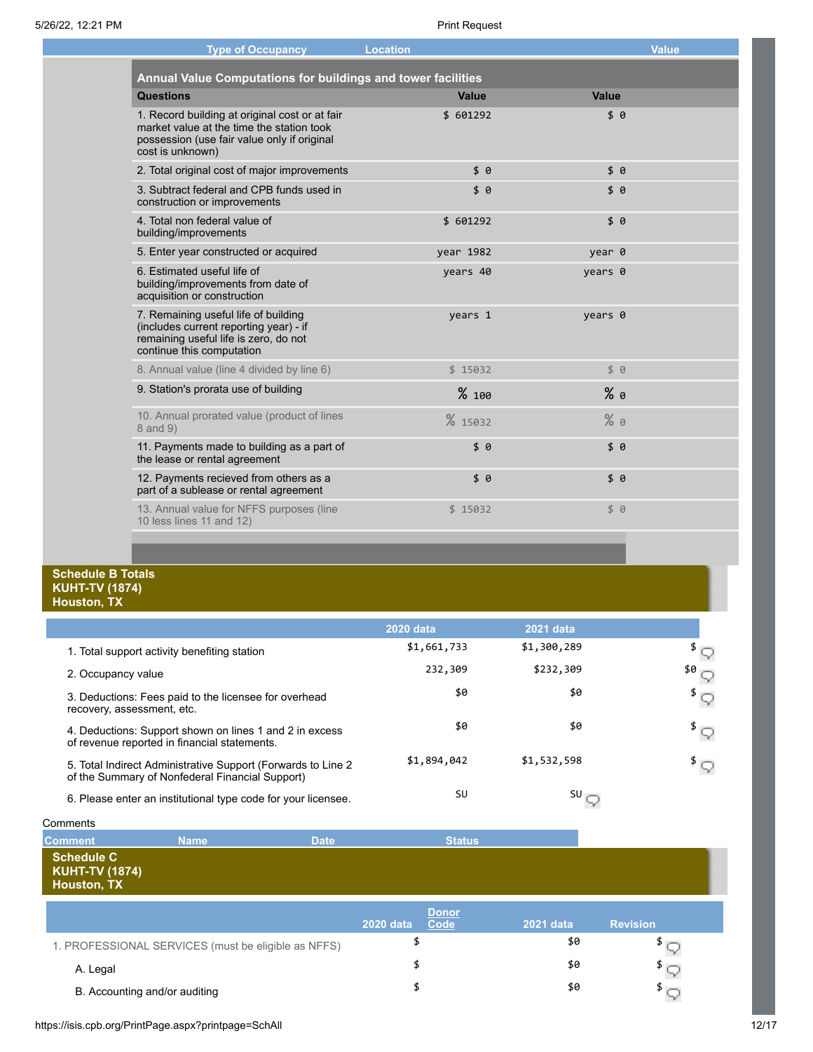| Type of Occupancy | Location | Value |
|---|---|---|

### Annual Value Computations for buildings and tower facilities

| Questions | Value | Value |
|---|---|---|
| 1. Record building at original cost or at fair market value at the time the station took possession (use fair value only if original cost is unknown) | $ 601292 | $ 0 |
| 2. Total original cost of major improvements | $ 0 | $ 0 |
| 3. Subtract federal and CPB funds used in construction or improvements | $ 0 | $ 0 |
| 4. Total non federal value of building/improvements | $ 601292 | $ 0 |
| 5. Enter year constructed or acquired | year 1982 | year 0 |
| 6. Estimated useful life of building/improvements from date of acquisition or construction | years 40 | years 0 |
| 7. Remaining useful life of building (includes current reporting year) - if remaining useful life is zero, do not continue this computation | years 1 | years 0 |
| 8. Annual value (line 4 divided by line 6) | $ 15032 | $ 0 |
| 9. Station's prorata use of building | % 100 | % 0 |
| 10. Annual prorated value (product of lines 8 and 9) | % 15032 | % 0 |
| 11. Payments made to building as a part of the lease or rental agreement | $ 0 | $ 0 |
| 12. Payments recieved from others as a part of a sublease or rental agreement | $ 0 | $ 0 |
| 13. Annual value for NFFS purposes (line 10 less lines 11 and 12) | $ 15032 | $ 0 |

## Schedule B Totals
**KUHT-TV (1874)**
**Houston, TX**

| | 2020 data | 2021 data | |
|---|---|---|---|
| 1. Total support activity benefiting station | $1,661,733 | $1,300,289 | $ |
| 2. Occupancy value | 232,309 | $232,309 | $0 |
| 3. Deductions: Fees paid to the licensee for overhead recovery, assessment, etc. | $0 | $0 | $ |
| 4. Deductions: Support shown on lines 1 and 2 in excess of revenue reported in financial statements. | $0 | $0 | $ |
| 5. Total Indirect Administrative Support (Forwards to Line 2 of the Summary of Nonfederal Financial Support) | $1,894,042 | $1,532,598 | $ |
| 6. Please enter an institutional type code for your licensee. | SU | SU | |

Comments

| Comment | Name | Date | Status |
|---|---|---|---|

## Schedule C
**KUHT-TV (1874)**
**Houston, TX**

| | 2020 data | Donor Code | 2021 data | Revision |
|---|---|---|---|---|
| 1. PROFESSIONAL SERVICES (must be eligible as NFFS) | $ | | $0 | $ |
| A. Legal | $ | | $0 | $ |
| B. Accounting and/or auditing | $ | | $0 | $ |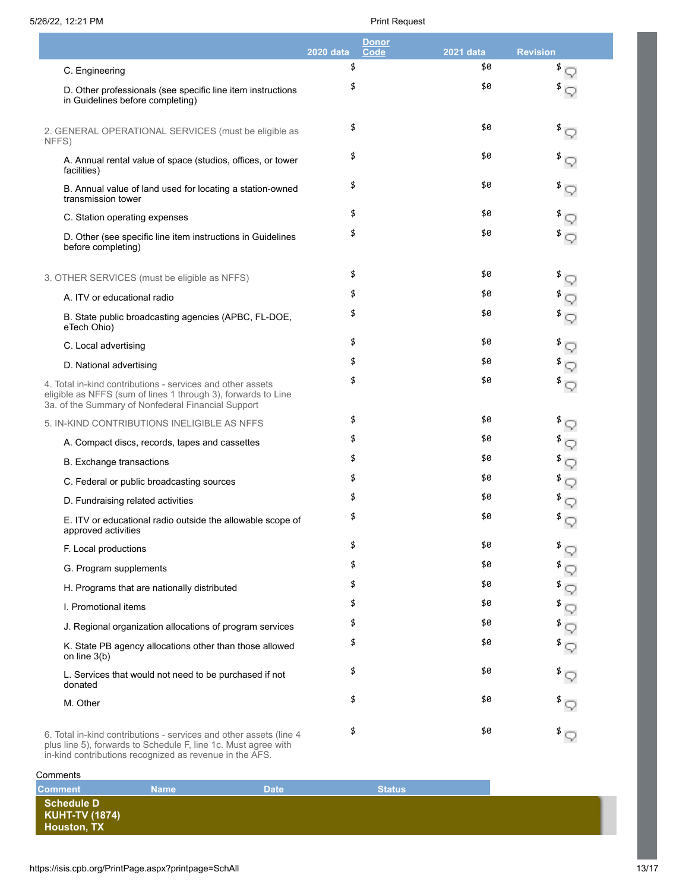| | 2020 data | Donor Code | 2021 data | Revision |
|---|---|---|---|---|
| C. Engineering | $ | | $0 | $ |
| D. Other professionals (see specific line item instructions in Guidelines before completing) | $ | | $0 | $ |
| 2. GENERAL OPERATIONAL SERVICES (must be eligible as NFFS) | $ | | $0 | $ |
| A. Annual rental value of space (studios, offices, or tower facilities) | $ | | $0 | $ |
| B. Annual value of land used for locating a station-owned transmission tower | $ | | $0 | $ |
| C. Station operating expenses | $ | | $0 | $ |
| D. Other (see specific line item instructions in Guidelines before completing) | $ | | $0 | $ |
| 3. OTHER SERVICES (must be eligible as NFFS) | $ | | $0 | $ |
| A. ITV or educational radio | $ | | $0 | $ |
| B. State public broadcasting agencies (APBC, FL-DOE, eTech Ohio) | $ | | $0 | $ |
| C. Local advertising | $ | | $0 | $ |
| D. National advertising | $ | | $0 | $ |
| 4. Total in-kind contributions - services and other assets eligible as NFFS (sum of lines 1 through 3), forwards to Line 3a. of the Summary of Nonfederal Financial Support | $ | | $0 | $ |
| 5. IN-KIND CONTRIBUTIONS INELIGIBLE AS NFFS | $ | | $0 | $ |
| A. Compact discs, records, tapes and cassettes | $ | | $0 | $ |
| B. Exchange transactions | $ | | $0 | $ |
| C. Federal or public broadcasting sources | $ | | $0 | $ |
| D. Fundraising related activities | $ | | $0 | $ |
| E. ITV or educational radio outside the allowable scope of approved activities | $ | | $0 | $ |
| F. Local productions | $ | | $0 | $ |
| G. Program supplements | $ | | $0 | $ |
| H. Programs that are nationally distributed | $ | | $0 | $ |
| I. Promotional items | $ | | $0 | $ |
| J. Regional organization allocations of program services | $ | | $0 | $ |
| K. State PB agency allocations other than those allowed on line 3(b) | $ | | $0 | $ |
| L. Services that would not need to be purchased if not donated | $ | | $0 | $ |
| M. Other | $ | | $0 | $ |
| 6. Total in-kind contributions - services and other assets (line 4 plus line 5), forwards to Schedule F, line 1c. Must agree with in-kind contributions recognized as revenue in the AFS. | $ | | $0 | $ |

Comments

| Comment | Name | Date | Status |
|---|---|---|---|

**Schedule D**
**KUHT-TV (1874)**
**Houston, TX**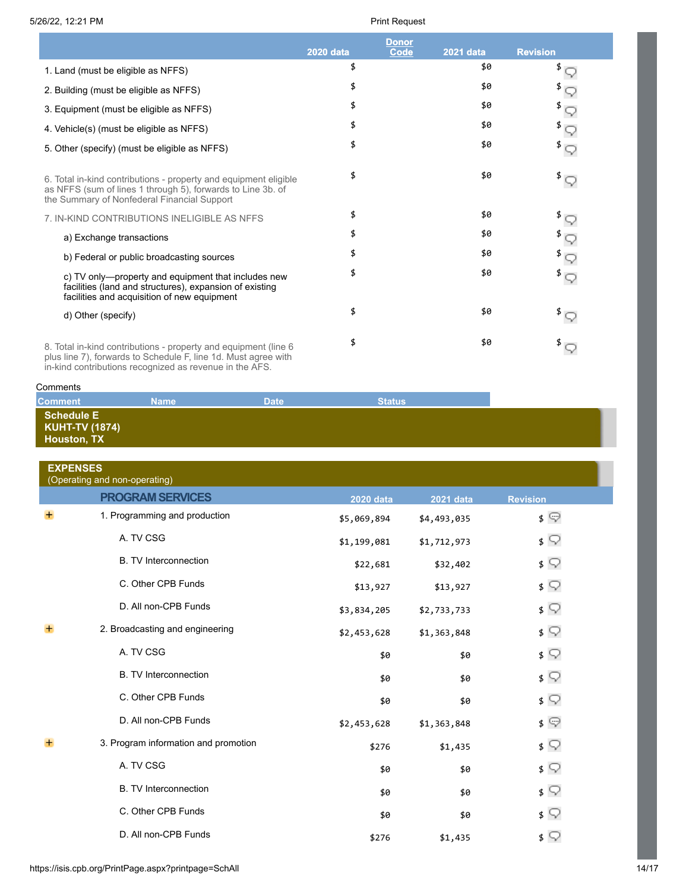| | 2020 data | Donor Code | 2021 data | Revision |
|---|---|---|---|---|
| 1. Land (must be eligible as NFFS) | $ | | $0 | $ |
| 2. Building (must be eligible as NFFS) | $ | | $0 | $ |
| 3. Equipment (must be eligible as NFFS) | $ | | $0 | $ |
| 4. Vehicle(s) (must be eligible as NFFS) | $ | | $0 | $ |
| 5. Other (specify) (must be eligible as NFFS) | $ | | $0 | $ |
| 6. Total in-kind contributions - property and equipment eligible as NFFS (sum of lines 1 through 5), forwards to Line 3b. of the Summary of Nonfederal Financial Support | $ | | $0 | $ |
| 7. IN-KIND CONTRIBUTIONS INELIGIBLE AS NFFS | $ | | $0 | $ |
| a) Exchange transactions | $ | | $0 | $ |
| b) Federal or public broadcasting sources | $ | | $0 | $ |
| c) TV only—property and equipment that includes new facilities (land and structures), expansion of existing facilities and acquisition of new equipment | $ | | $0 | $ |
| d) Other (specify) | $ | | $0 | $ |
| 8. Total in-kind contributions - property and equipment (line 6 plus line 7), forwards to Schedule F, line 1d. Must agree with in-kind contributions recognized as revenue in the AFS. | $ | | $0 | $ |

Comments

| Comment | Name | Date | Status |
|---|---|---|---|

## Schedule E
**KUHT-TV (1874)**
**Houston, TX**

## EXPENSES
(Operating and non-operating)

| PROGRAM SERVICES | 2020 data | 2021 data | Revision |
|---|---|---|---|
| 1. Programming and production | $5,069,894 | $4,493,035 | $ |
| A. TV CSG | $1,199,081 | $1,712,973 | $ |
| B. TV Interconnection | $22,681 | $32,402 | $ |
| C. Other CPB Funds | $13,927 | $13,927 | $ |
| D. All non-CPB Funds | $3,834,205 | $2,733,733 | $ |
| 2. Broadcasting and engineering | $2,453,628 | $1,363,848 | $ |
| A. TV CSG | $0 | $0 | $ |
| B. TV Interconnection | $0 | $0 | $ |
| C. Other CPB Funds | $0 | $0 | $ |
| D. All non-CPB Funds | $2,453,628 | $1,363,848 | $ |
| 3. Program information and promotion | $276 | $1,435 | $ |
| A. TV CSG | $0 | $0 | $ |
| B. TV Interconnection | $0 | $0 | $ |
| C. Other CPB Funds | $0 | $0 | $ |
| D. All non-CPB Funds | $276 | $1,435 | $ |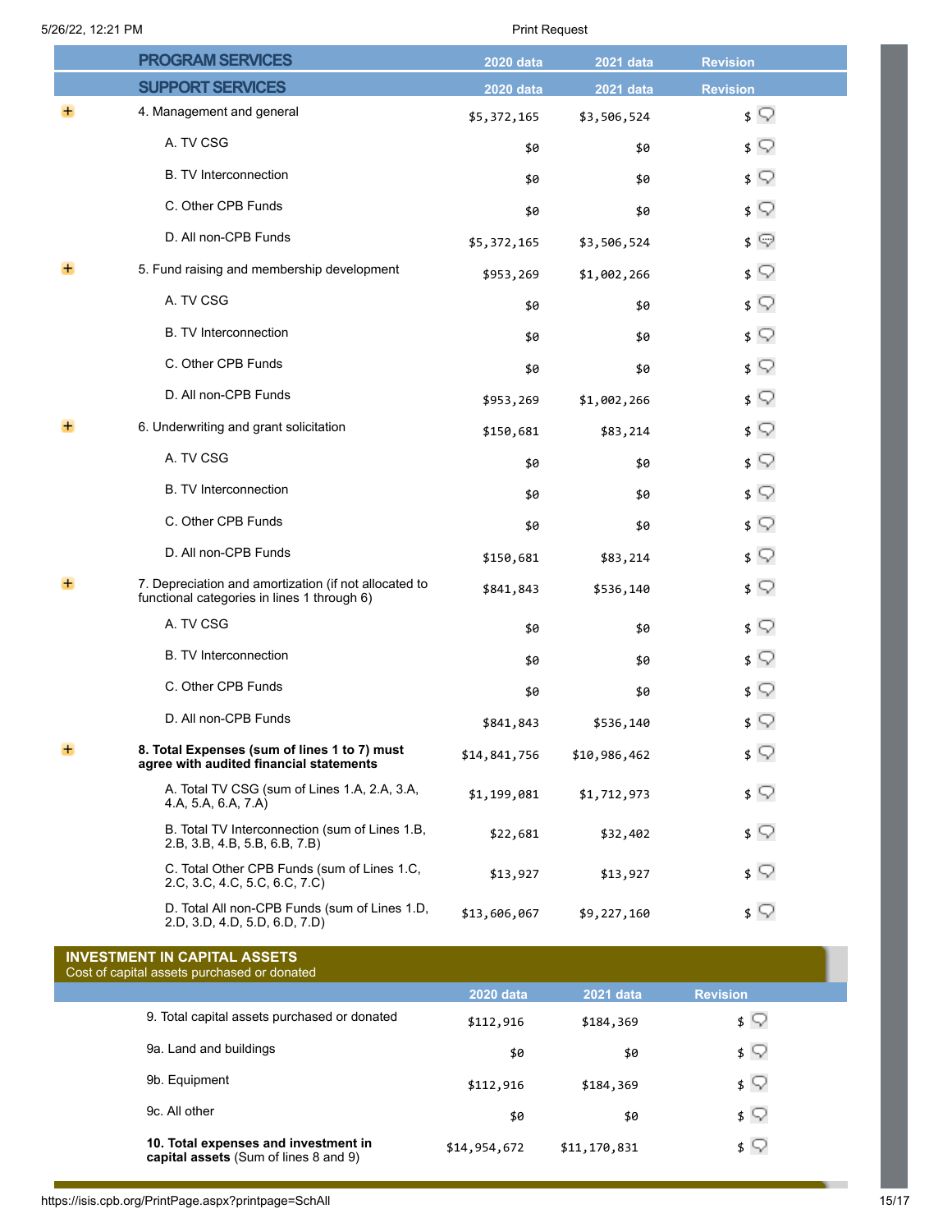| PROGRAM SERVICES | 2020 data | 2021 data | Revision |
| --- | --- | --- | --- |
| **SUPPORT SERVICES** | **2020 data** | **2021 data** | **Revision** |
| 4. Management and general | $5,372,165 | $3,506,524 | $ |
| A. TV CSG | $0 | $0 | $ |
| B. TV Interconnection | $0 | $0 | $ |
| C. Other CPB Funds | $0 | $0 | $ |
| D. All non-CPB Funds | $5,372,165 | $3,506,524 | $ |
| 5. Fund raising and membership development | $953,269 | $1,002,266 | $ |
| A. TV CSG | $0 | $0 | $ |
| B. TV Interconnection | $0 | $0 | $ |
| C. Other CPB Funds | $0 | $0 | $ |
| D. All non-CPB Funds | $953,269 | $1,002,266 | $ |
| 6. Underwriting and grant solicitation | $150,681 | $83,214 | $ |
| A. TV CSG | $0 | $0 | $ |
| B. TV Interconnection | $0 | $0 | $ |
| C. Other CPB Funds | $0 | $0 | $ |
| D. All non-CPB Funds | $150,681 | $83,214 | $ |
| 7. Depreciation and amortization (if not allocated to functional categories in lines 1 through 6) | $841,843 | $536,140 | $ |
| A. TV CSG | $0 | $0 | $ |
| B. TV Interconnection | $0 | $0 | $ |
| C. Other CPB Funds | $0 | $0 | $ |
| D. All non-CPB Funds | $841,843 | $536,140 | $ |
| **8. Total Expenses (sum of lines 1 to 7) must agree with audited financial statements** | $14,841,756 | $10,986,462 | $ |
| A. Total TV CSG (sum of Lines 1.A, 2.A, 3.A, 4.A, 5.A, 6.A, 7.A) | $1,199,081 | $1,712,973 | $ |
| B. Total TV Interconnection (sum of Lines 1.B, 2.B, 3.B, 4.B, 5.B, 6.B, 7.B) | $22,681 | $32,402 | $ |
| C. Total Other CPB Funds (sum of Lines 1.C, 2.C, 3.C, 4.C, 5.C, 6.C, 7.C) | $13,927 | $13,927 | $ |
| D. Total All non-CPB Funds (sum of Lines 1.D, 2.D, 3.D, 4.D, 5.D, 6.D, 7.D) | $13,606,067 | $9,227,160 | $ |

**INVESTMENT IN CAPITAL ASSETS**
Cost of capital assets purchased or donated

| | 2020 data | 2021 data | Revision |
| --- | --- | --- | --- |
| 9. Total capital assets purchased or donated | $112,916 | $184,369 | $ |
| 9a. Land and buildings | $0 | $0 | $ |
| 9b. Equipment | $112,916 | $184,369 | $ |
| 9c. All other | $0 | $0 | $ |
| **10. Total expenses and investment in capital assets** (Sum of lines 8 and 9) | $14,954,672 | $11,170,831 | $ |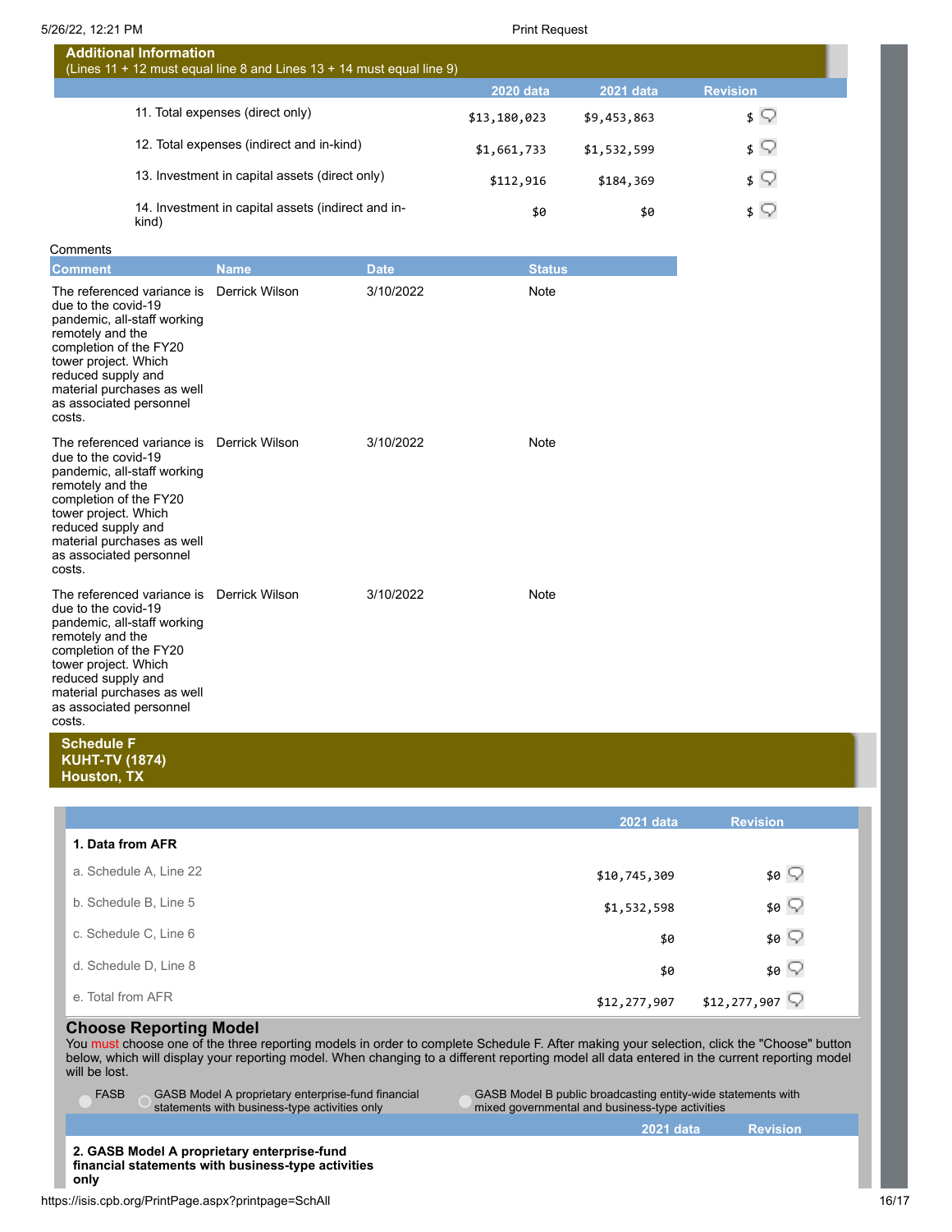## Additional Information

(Lines 11 + 12 must equal line 8 and Lines 13 + 14 must equal line 9)

| | 2020 data | 2021 data | Revision |
|---|---|---|---|
| 11. Total expenses (direct only) | $13,180,023 | $9,453,863 | $ |
| 12. Total expenses (indirect and in-kind) | $1,661,733 | $1,532,599 | $ |
| 13. Investment in capital assets (direct only) | $112,916 | $184,369 | $ |
| 14. Investment in capital assets (indirect and in-kind) | $0 | $0 | $ |

Comments

| Comment | Name | Date | Status |
|---|---|---|---|
| The referenced variance is due to the covid-19 pandemic, all-staff working remotely and the completion of the FY20 tower project. Which reduced supply and material purchases as well as associated personnel costs. | Derrick Wilson | 3/10/2022 | Note |
| The referenced variance is due to the covid-19 pandemic, all-staff working remotely and the completion of the FY20 tower project. Which reduced supply and material purchases as well as associated personnel costs. | Derrick Wilson | 3/10/2022 | Note |
| The referenced variance is due to the covid-19 pandemic, all-staff working remotely and the completion of the FY20 tower project. Which reduced supply and material purchases as well as associated personnel costs. | Derrick Wilson | 3/10/2022 | Note |

## Schedule F
**KUHT-TV (1874)**
**Houston, TX**

| | 2021 data | Revision |
|---|---|---|
| **1. Data from AFR** | | |
| a. Schedule A, Line 22 | $10,745,309 | $0 |
| b. Schedule B, Line 5 | $1,532,598 | $0 |
| c. Schedule C, Line 6 | $0 | $0 |
| d. Schedule D, Line 8 | $0 | $0 |
| e. Total from AFR | $12,277,907 | $12,277,907 |

### Choose Reporting Model

You must choose one of the three reporting models in order to complete Schedule F. After making your selection, click the "Choose" button below, which will display your reporting model. When changing to a different reporting model all data entered in the current reporting model will be lost.

- FASB
- GASB Model A proprietary enterprise-fund financial statements with business-type activities only
- GASB Model B public broadcasting entity-wide statements with mixed governmental and business-type activities

| | 2021 data | Revision |
|---|---|---|
| **2. GASB Model A proprietary enterprise-fund financial statements with business-type activities only** | | |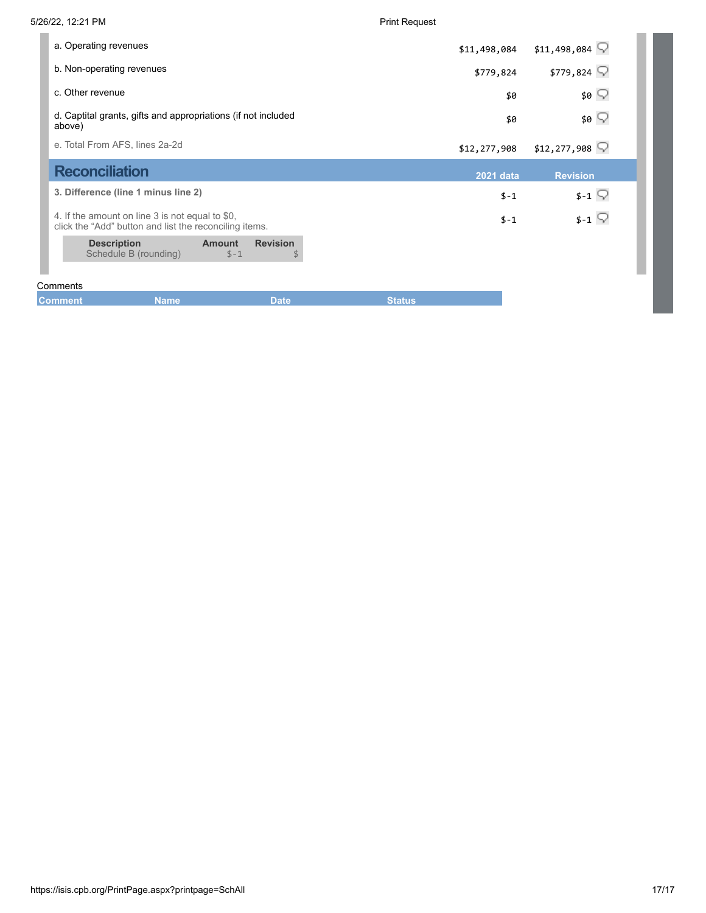| | | |
|---|---|---|
| a. Operating revenues | $11,498,084 | $11,498,084 |
| b. Non-operating revenues | $779,824 | $779,824 |
| c. Other revenue | $0 | $0 |
| d. Captital grants, gifts and appropriations (if not included above) | $0 | $0 |
| e. Total From AFS, lines 2a-2d | $12,277,908 | $12,277,908 |

## Reconciliation

| | 2021 data | Revision |
|---|---|---|
| **3. Difference (line 1 minus line 2)** | $-1 | $-1 |
| 4. If the amount on line 3 is not equal to $0, click the "Add" button and list the reconciling items. | $-1 | $-1 |

| Description | Amount | Revision |
|---|---|---|
| Schedule B (rounding) | $-1 | $ |

Comments

| Comment | Name | Date | Status |
|---|---|---|---|